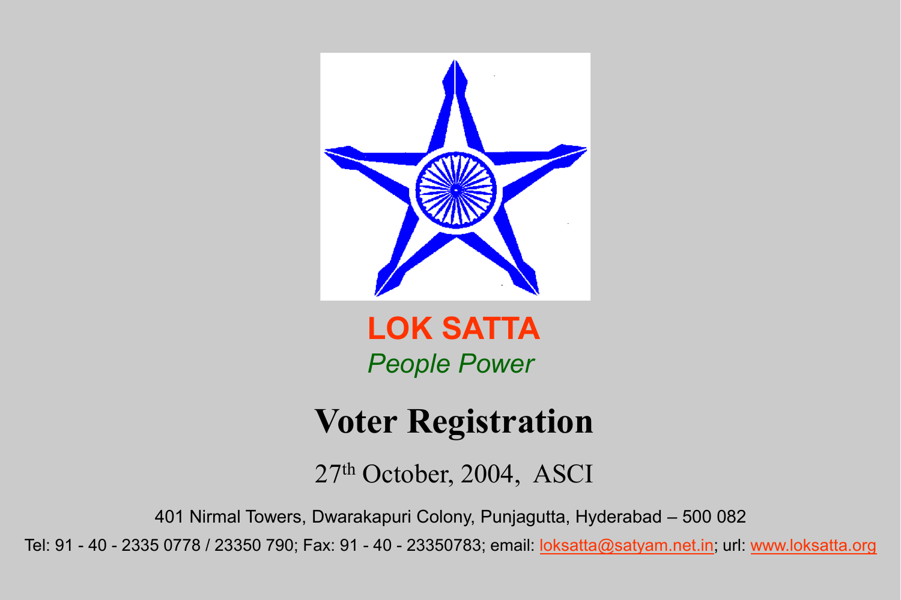**LOK SATTA**

*People Power*

# Voter Registration

27th October, 2004, ASCI

401 Nirmal Towers, Dwarakapuri Colony, Punjagutta, Hyderabad – 500 082

Tel: 91 - 40 - 2335 0778 / 23350 790; Fax: 91 - 40 - 23350783; email: loksatta@satyam.net.in; url: www.loksatta.org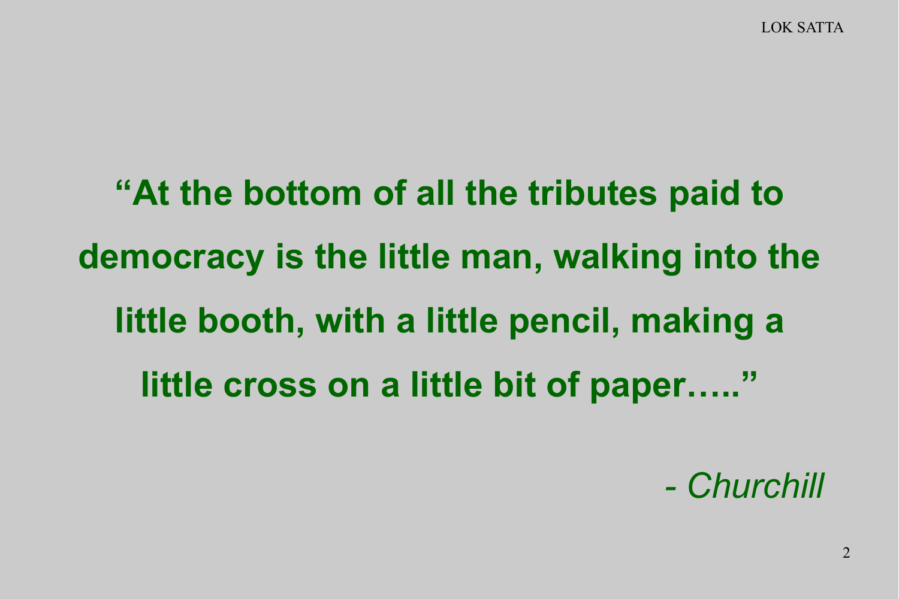**"At the bottom of all the tributes paid to democracy is the little man, walking into the little booth, with a little pencil, making a little cross on a little bit of paper….."**

*- Churchill*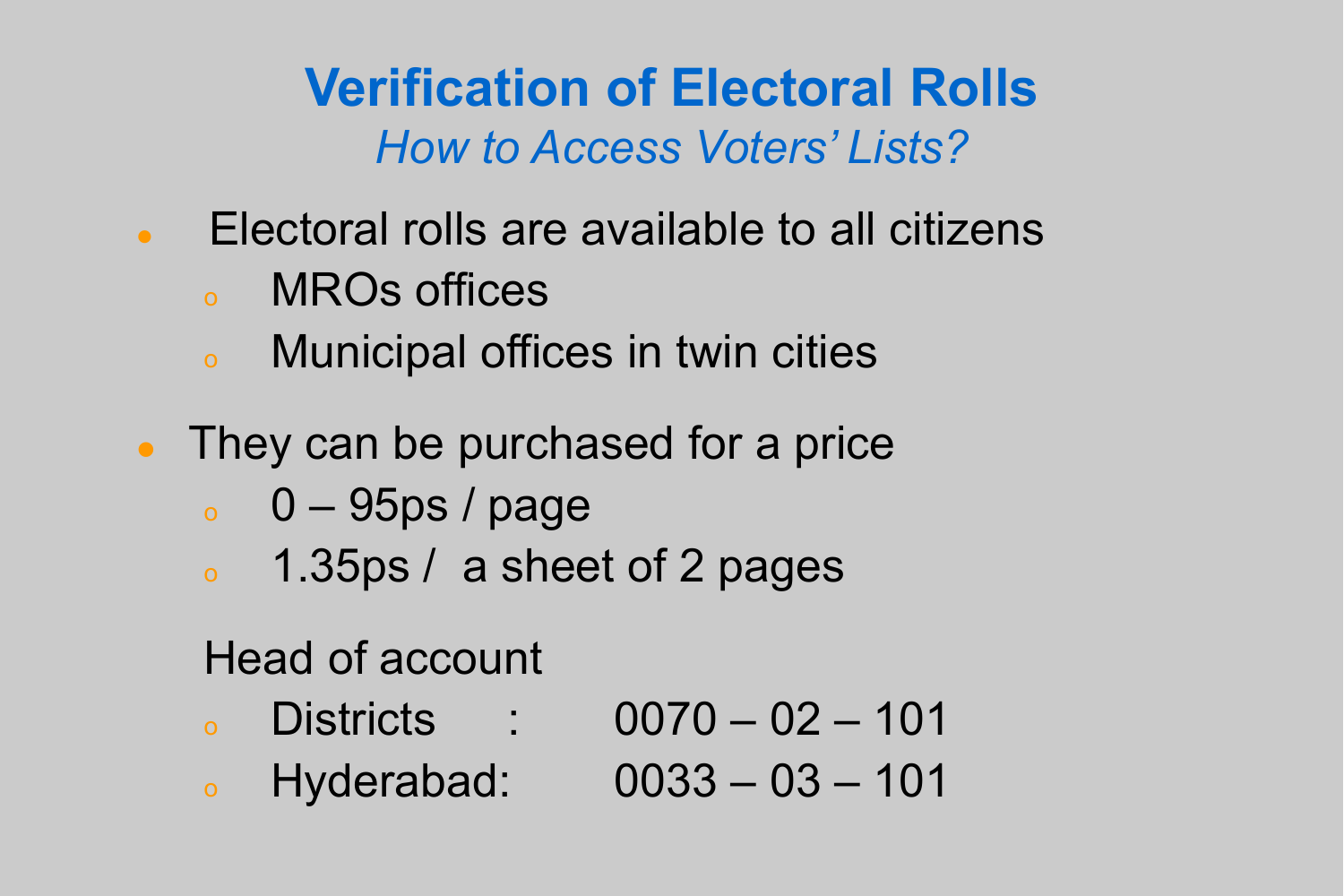# Verification of Electoral Rolls

*How to Access Voters' Lists?*

- Electoral rolls are available to all citizens
  - MROs offices
  - Municipal offices in twin cities

- They can be purchased for a price
  - 0 – 95ps / page
  - 1.35ps / a sheet of 2 pages

Head of account

- Districts : 0070 – 02 – 101
- Hyderabad: 0033 – 03 – 101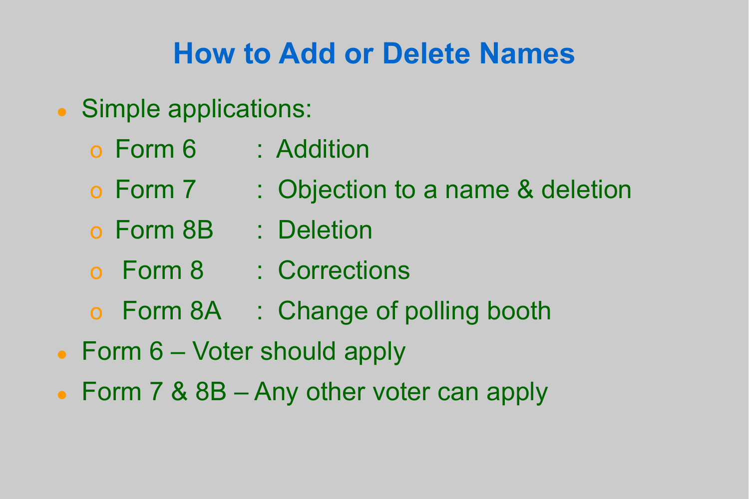# How to Add or Delete Names

- Simple applications:
  - Form 6 : Addition
  - Form 7 : Objection to a name & deletion
  - Form 8B : Deletion
  - Form 8 : Corrections
  - Form 8A : Change of polling booth
- Form 6 – Voter should apply
- Form 7 & 8B – Any other voter can apply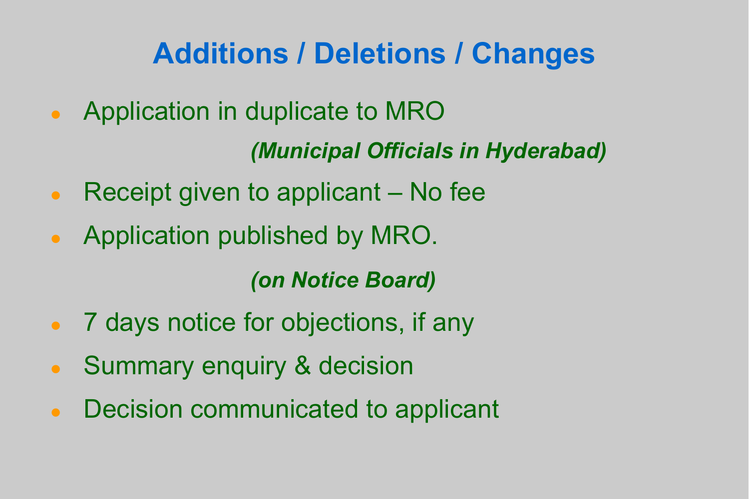# Additions / Deletions / Changes

- Application in duplicate to MRO

  ***(Municipal Officials in Hyderabad)***

- Receipt given to applicant – No fee
- Application published by MRO.

  ***(on Notice Board)***

- 7 days notice for objections, if any
- Summary enquiry & decision
- Decision communicated to applicant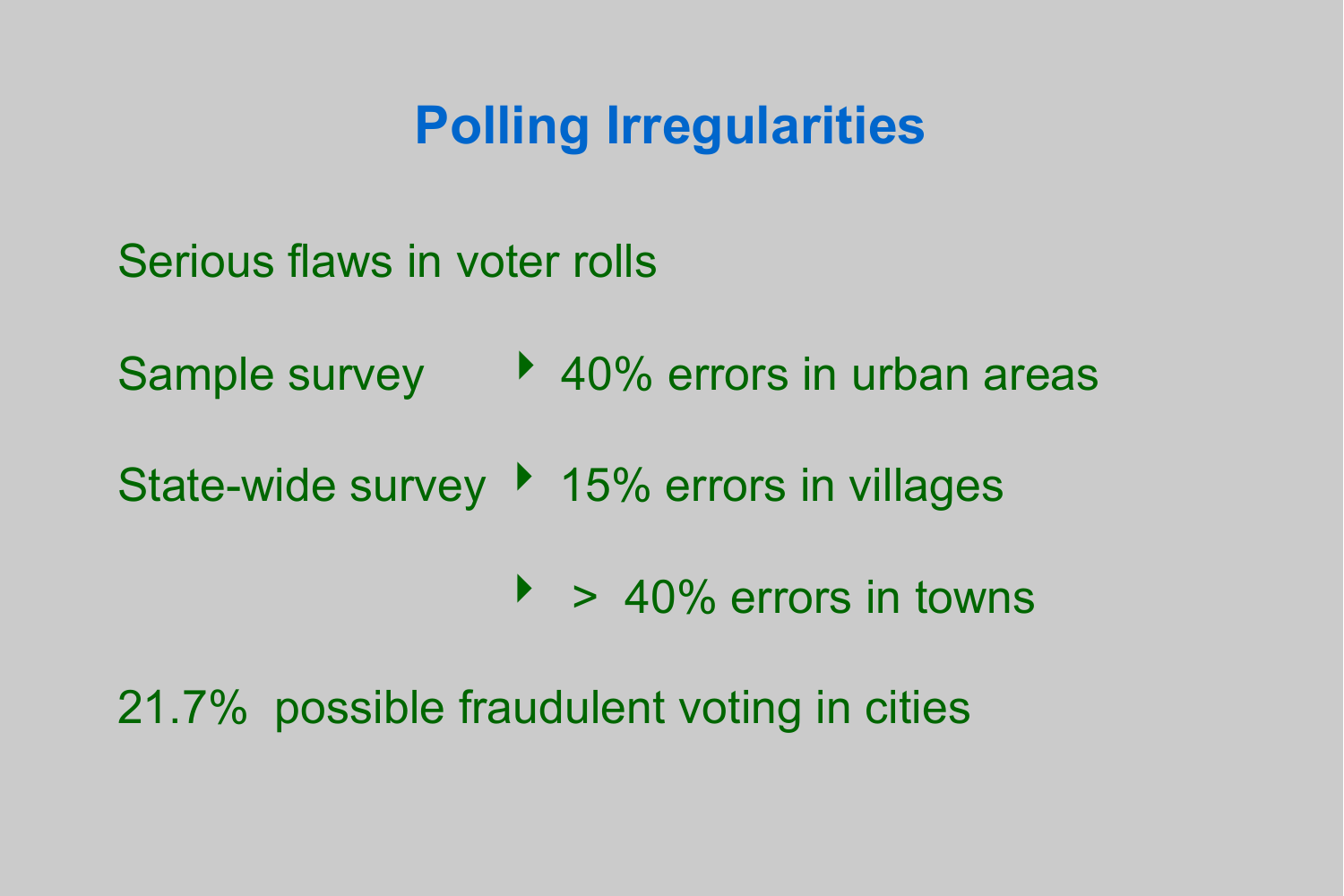# Polling Irregularities

Serious flaws in voter rolls

Sample survey
- 40% errors in urban areas

State-wide survey
- 15% errors in villages
- > 40% errors in towns

21.7% possible fraudulent voting in cities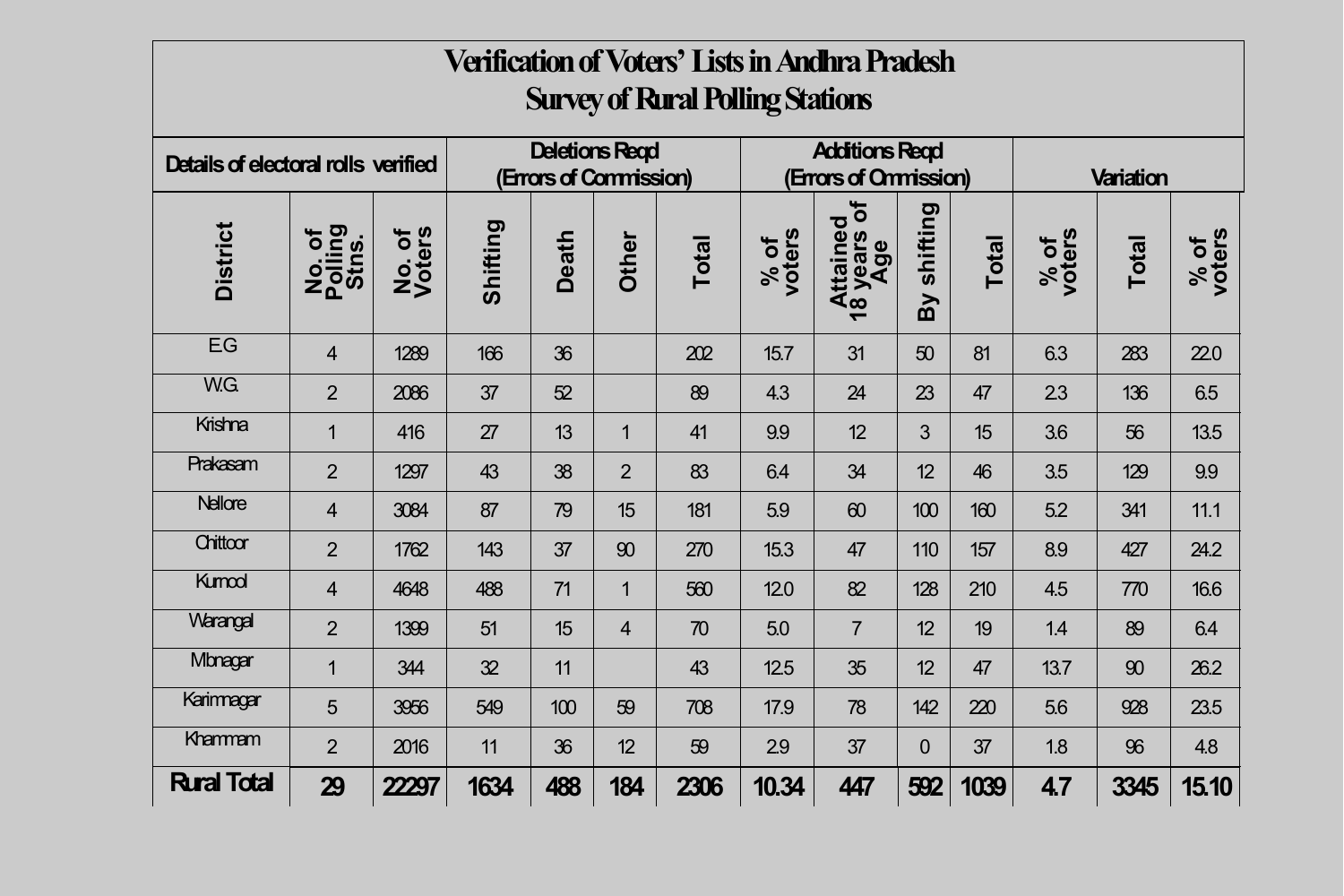# Verification of Voters' Lists in Andhra Pradesh
## Survey of Rural Polling Stations

| Details of electoral rolls verified | | | Deletions Reqd (Errors of Commission) | | | | | Additions Reqd (Errors of Ommission) | | | | Variation | |
|---|---|---|---|---|---|---|---|---|---|---|---|---|---|
| District | No. of Polling Stns. | No. of Voters | Shifting | Death | Other | Total | % of voters | Attained 18 years of Age | By shifting | Total | % of voters | Total | % of voters |
| E.G | 4 | 1289 | 166 | 36 | | 202 | 15.7 | 31 | 50 | 81 | 6.3 | 283 | 22.0 |
| W.G. | 2 | 2086 | 37 | 52 | | 89 | 4.3 | 24 | 23 | 47 | 2.3 | 136 | 6.5 |
| Krishna | 1 | 416 | 27 | 13 | 1 | 41 | 9.9 | 12 | 3 | 15 | 3.6 | 56 | 13.5 |
| Prakasam | 2 | 1297 | 43 | 38 | 2 | 83 | 6.4 | 34 | 12 | 46 | 3.5 | 129 | 9.9 |
| Nellore | 4 | 3084 | 87 | 79 | 15 | 181 | 5.9 | 60 | 100 | 160 | 5.2 | 341 | 11.1 |
| Chittoor | 2 | 1762 | 143 | 37 | 90 | 270 | 15.3 | 47 | 110 | 157 | 8.9 | 427 | 24.2 |
| Kurnool | 4 | 4648 | 488 | 71 | 1 | 560 | 12.0 | 82 | 128 | 210 | 4.5 | 770 | 16.6 |
| Warangal | 2 | 1399 | 51 | 15 | 4 | 70 | 5.0 | 7 | 12 | 19 | 1.4 | 89 | 6.4 |
| Mbnagar | 1 | 344 | 32 | 11 | | 43 | 12.5 | 35 | 12 | 47 | 13.7 | 90 | 26.2 |
| Karimnagar | 5 | 3956 | 549 | 100 | 59 | 708 | 17.9 | 78 | 142 | 220 | 5.6 | 928 | 23.5 |
| Khammam | 2 | 2016 | 11 | 36 | 12 | 59 | 2.9 | 37 | 0 | 37 | 1.8 | 96 | 4.8 |
| **Rural Total** | **29** | **22297** | **1634** | **488** | **184** | **2306** | **10.34** | **447** | **592** | **1039** | **4.7** | **3345** | **15.10** |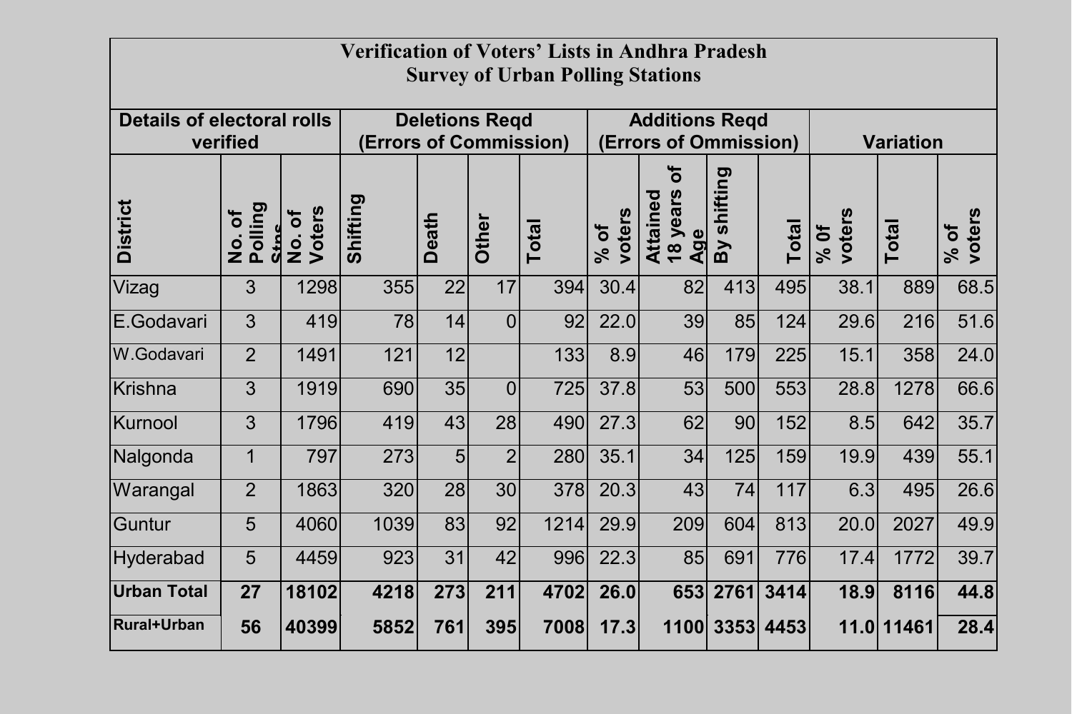# Verification of Voters' Lists in Andhra Pradesh
## Survey of Urban Polling Stations

| Details of electoral rolls verified | | | Deletions Reqd (Errors of Commission) | | | | | Additions Reqd (Errors of Ommission) | | | | Variation | | |
|---|---|---|---|---|---|---|---|---|---|---|---|---|---|---|
| District | No. of Polling Stns | No. of Voters | Shifting | Death | Other | Total | % of voters | Attained 18 years of Age | By shifting | Total | % 0f voters | Total | % of voters |
| Vizag | 3 | 1298 | 355 | 22 | 17 | 394 | 30.4 | 82 | 413 | 495 | 38.1 | 889 | 68.5 |
| E.Godavari | 3 | 419 | 78 | 14 | 0 | 92 | 22.0 | 39 | 85 | 124 | 29.6 | 216 | 51.6 |
| W.Godavari | 2 | 1491 | 121 | 12 | | 133 | 8.9 | 46 | 179 | 225 | 15.1 | 358 | 24.0 |
| Krishna | 3 | 1919 | 690 | 35 | 0 | 725 | 37.8 | 53 | 500 | 553 | 28.8 | 1278 | 66.6 |
| Kurnool | 3 | 1796 | 419 | 43 | 28 | 490 | 27.3 | 62 | 90 | 152 | 8.5 | 642 | 35.7 |
| Nalgonda | 1 | 797 | 273 | 5 | 2 | 280 | 35.1 | 34 | 125 | 159 | 19.9 | 439 | 55.1 |
| Warangal | 2 | 1863 | 320 | 28 | 30 | 378 | 20.3 | 43 | 74 | 117 | 6.3 | 495 | 26.6 |
| Guntur | 5 | 4060 | 1039 | 83 | 92 | 1214 | 29.9 | 209 | 604 | 813 | 20.0 | 2027 | 49.9 |
| Hyderabad | 5 | 4459 | 923 | 31 | 42 | 996 | 22.3 | 85 | 691 | 776 | 17.4 | 1772 | 39.7 |
| **Urban Total** | **27** | **18102** | **4218** | **273** | **211** | **4702** | **26.0** | **653** | **2761** | **3414** | **18.9** | **8116** | **44.8** |
| **Rural+Urban** | **56** | **40399** | **5852** | **761** | **395** | **7008** | **17.3** | **1100** | **3353** | **4453** | **11.0** | **11461** | **28.4** |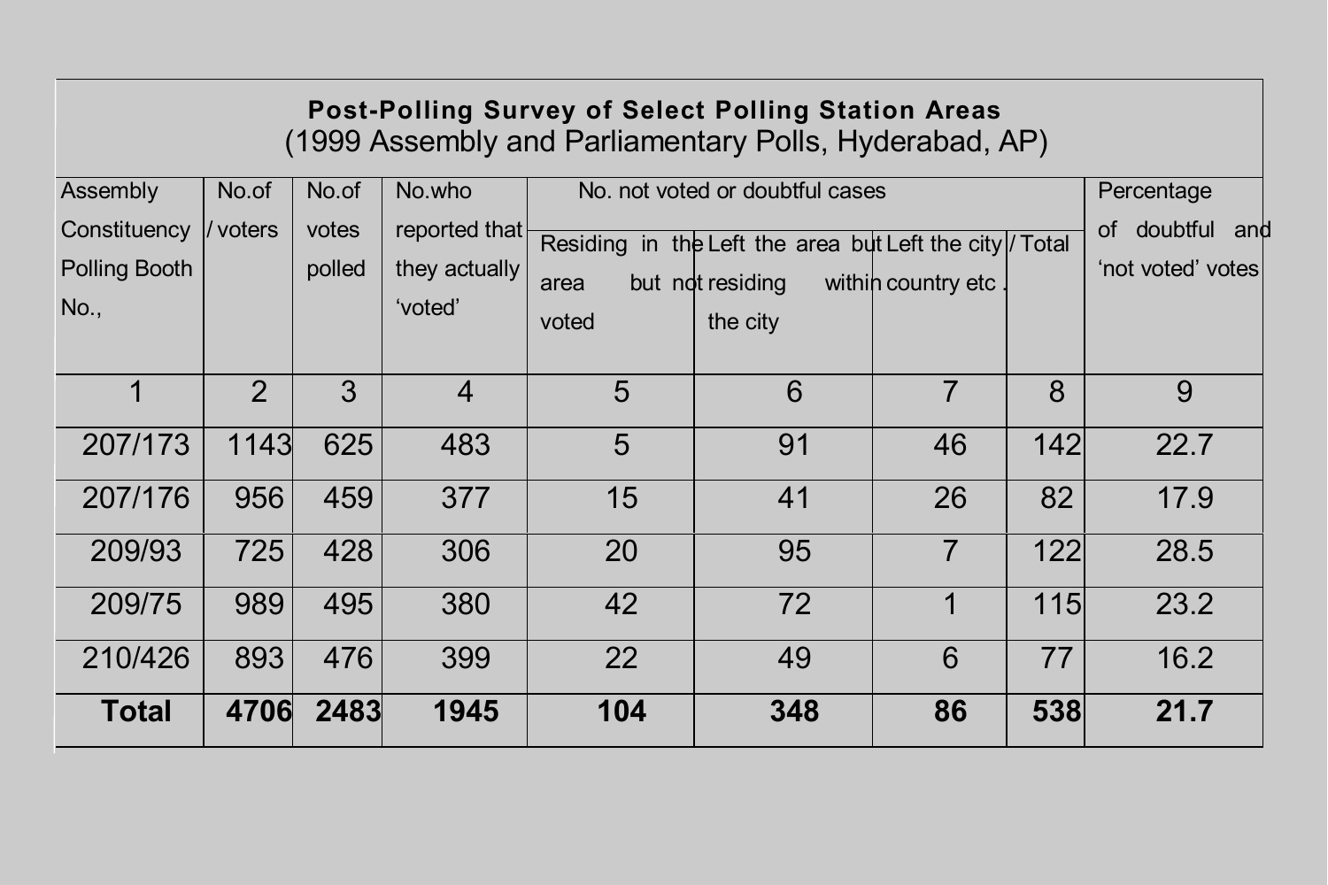**Post-Polling Survey of Select Polling Station Areas**
(1999 Assembly and Parliamentary Polls, Hyderabad, AP)

| Assembly Constituency / Polling Booth No., | No.of voters | No.of votes polled | No.who reported that they actually 'voted' | No. not voted or doubtful cases | | | | Percentage of doubtful and 'not voted' votes |
|---|---|---|---|---|---|---|---|---|
| | | | | Residing in the area but not voted | Left the area but residing within the city | Left the city / country etc . | Total | |
| 1 | 2 | 3 | 4 | 5 | 6 | 7 | 8 | 9 |
| 207/173 | 1143 | 625 | 483 | 5 | 91 | 46 | 142 | 22.7 |
| 207/176 | 956 | 459 | 377 | 15 | 41 | 26 | 82 | 17.9 |
| 209/93 | 725 | 428 | 306 | 20 | 95 | 7 | 122 | 28.5 |
| 209/75 | 989 | 495 | 380 | 42 | 72 | 1 | 115 | 23.2 |
| 210/426 | 893 | 476 | 399 | 22 | 49 | 6 | 77 | 16.2 |
| **Total** | **4706** | **2483** | **1945** | **104** | **348** | **86** | **538** | **21.7** |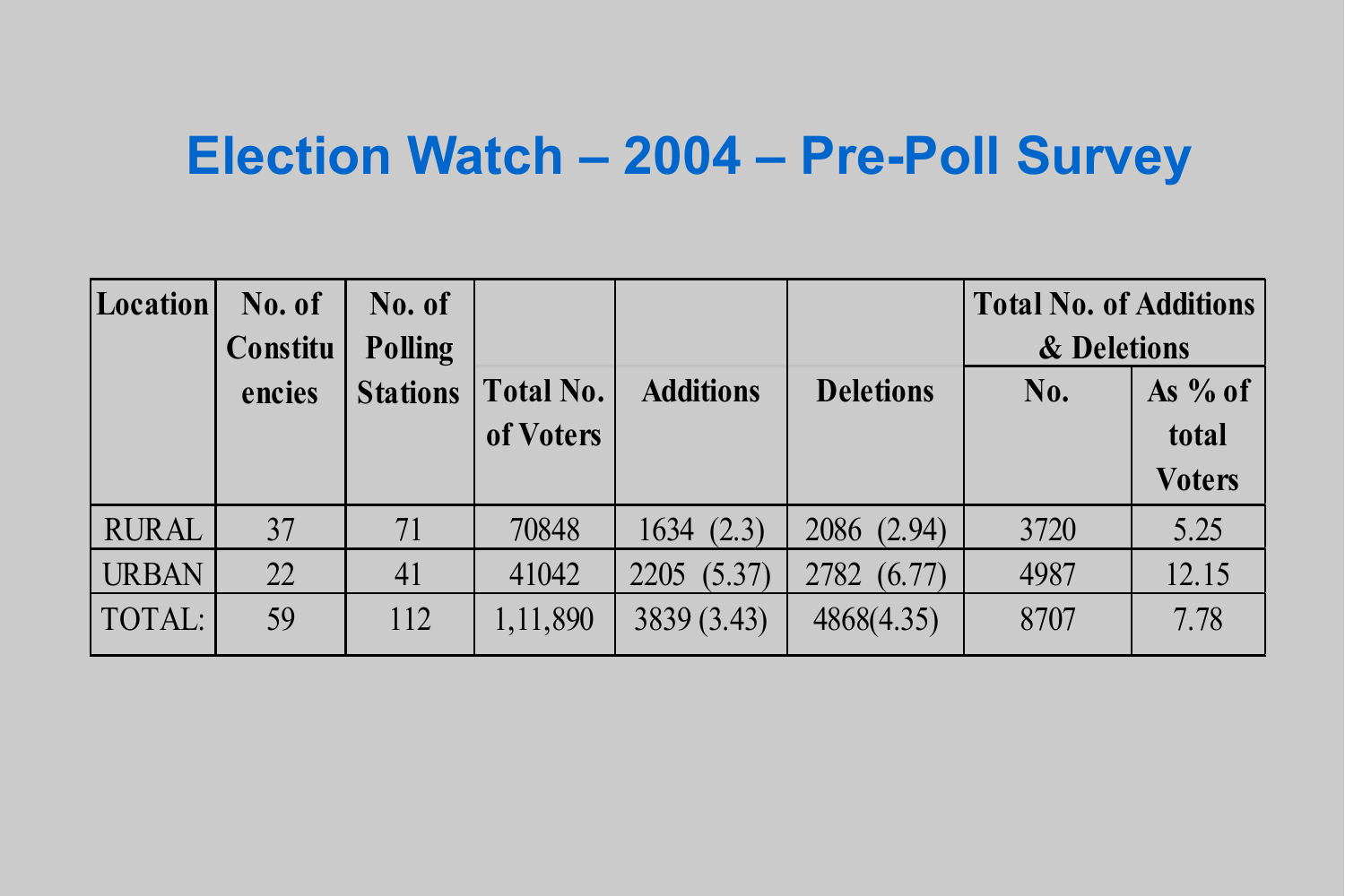# Election Watch – 2004 – Pre-Poll Survey

| Location | No. of Constituencies | No. of Polling Stations | Total No. of Voters | Additions | Deletions | Total No. of Additions & Deletions | |
|---|---|---|---|---|---|---|---|
| | | | | | | No. | As % of total Voters |
| RURAL | 37 | 71 | 70848 | 1634 (2.3) | 2086 (2.94) | 3720 | 5.25 |
| URBAN | 22 | 41 | 41042 | 2205 (5.37) | 2782 (6.77) | 4987 | 12.15 |
| TOTAL: | 59 | 112 | 1,11,890 | 3839 (3.43) | 4868(4.35) | 8707 | 7.78 |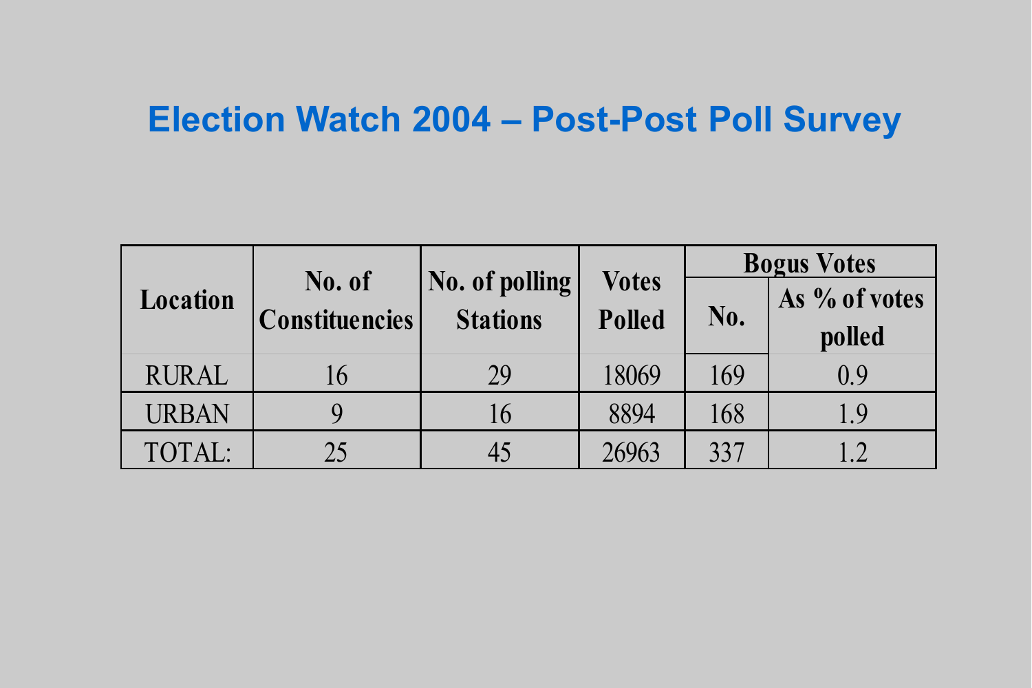# Election Watch 2004 – Post-Post Poll Survey

| Location | No. of Constituencies | No. of polling Stations | Votes Polled | Bogus Votes | |
|---|---|---|---|---|---|
| | | | | No. | As % of votes polled |
| RURAL | 16 | 29 | 18069 | 169 | 0.9 |
| URBAN | 9 | 16 | 8894 | 168 | 1.9 |
| TOTAL: | 25 | 45 | 26963 | 337 | 1.2 |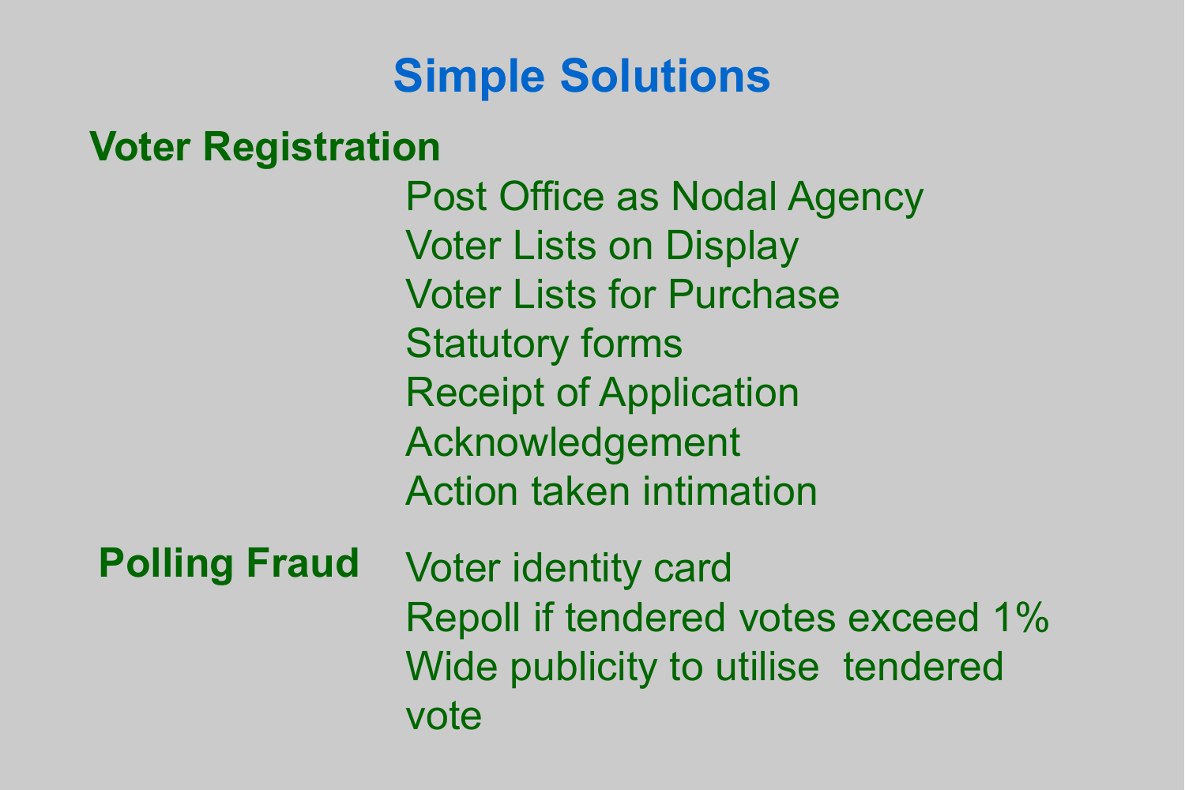# Simple Solutions

## Voter Registration

- Post Office as Nodal Agency
- Voter Lists on Display
- Voter Lists for Purchase
- Statutory forms
- Receipt of Application
- Acknowledgement
- Action taken intimation

## Polling Fraud

- Voter identity card
- Repoll if tendered votes exceed 1%
- Wide publicity to utilise tendered vote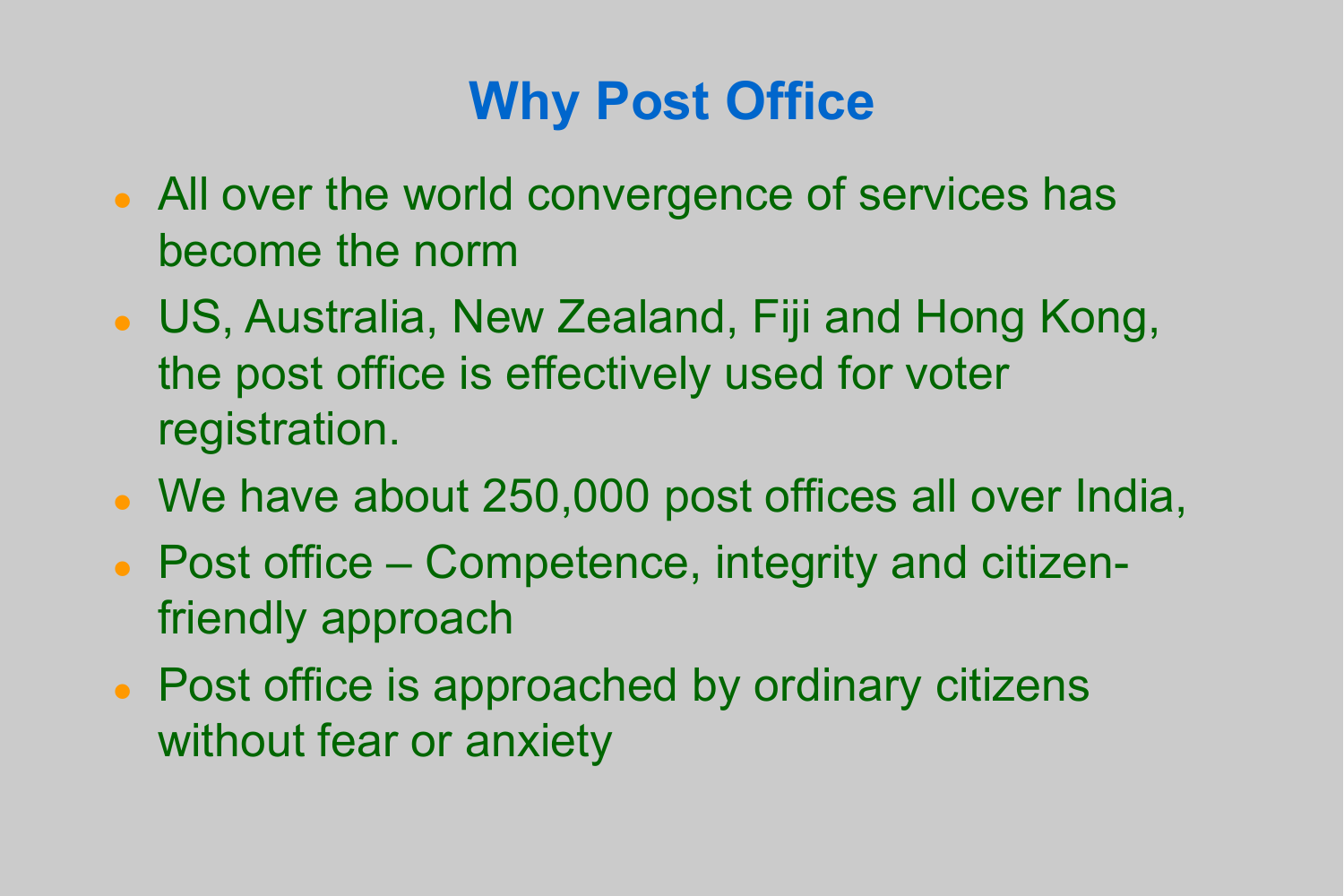# Why Post Office

- All over the world convergence of services has become the norm
- US, Australia, New Zealand, Fiji and Hong Kong, the post office is effectively used for voter registration.
- We have about 250,000 post offices all over India,
- Post office – Competence, integrity and citizen-friendly approach
- Post office is approached by ordinary citizens without fear or anxiety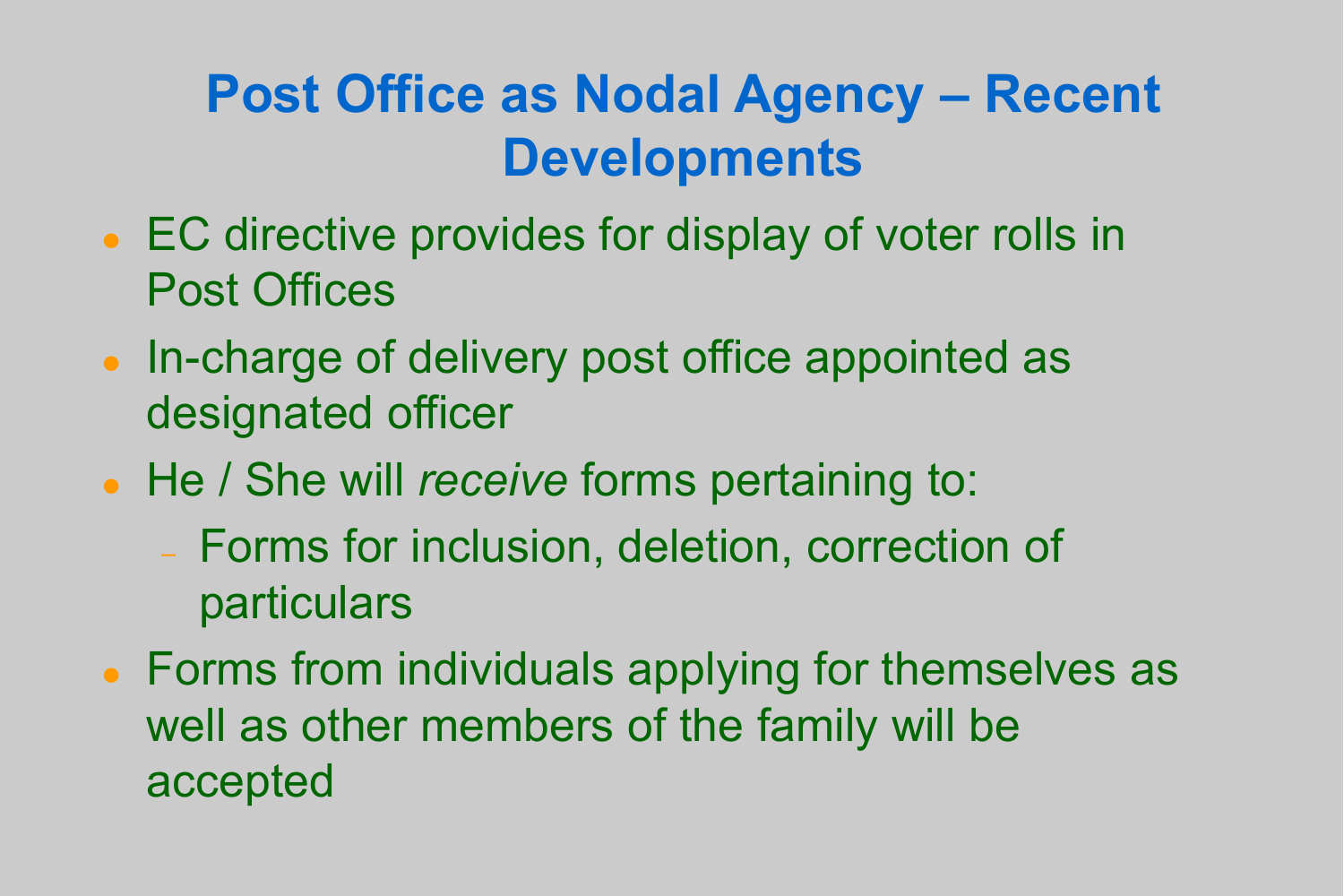# Post Office as Nodal Agency – Recent Developments

- EC directive provides for display of voter rolls in Post Offices
- In-charge of delivery post office appointed as designated officer
- He / She will *receive* forms pertaining to:
  - Forms for inclusion, deletion, correction of particulars
- Forms from individuals applying for themselves as well as other members of the family will be accepted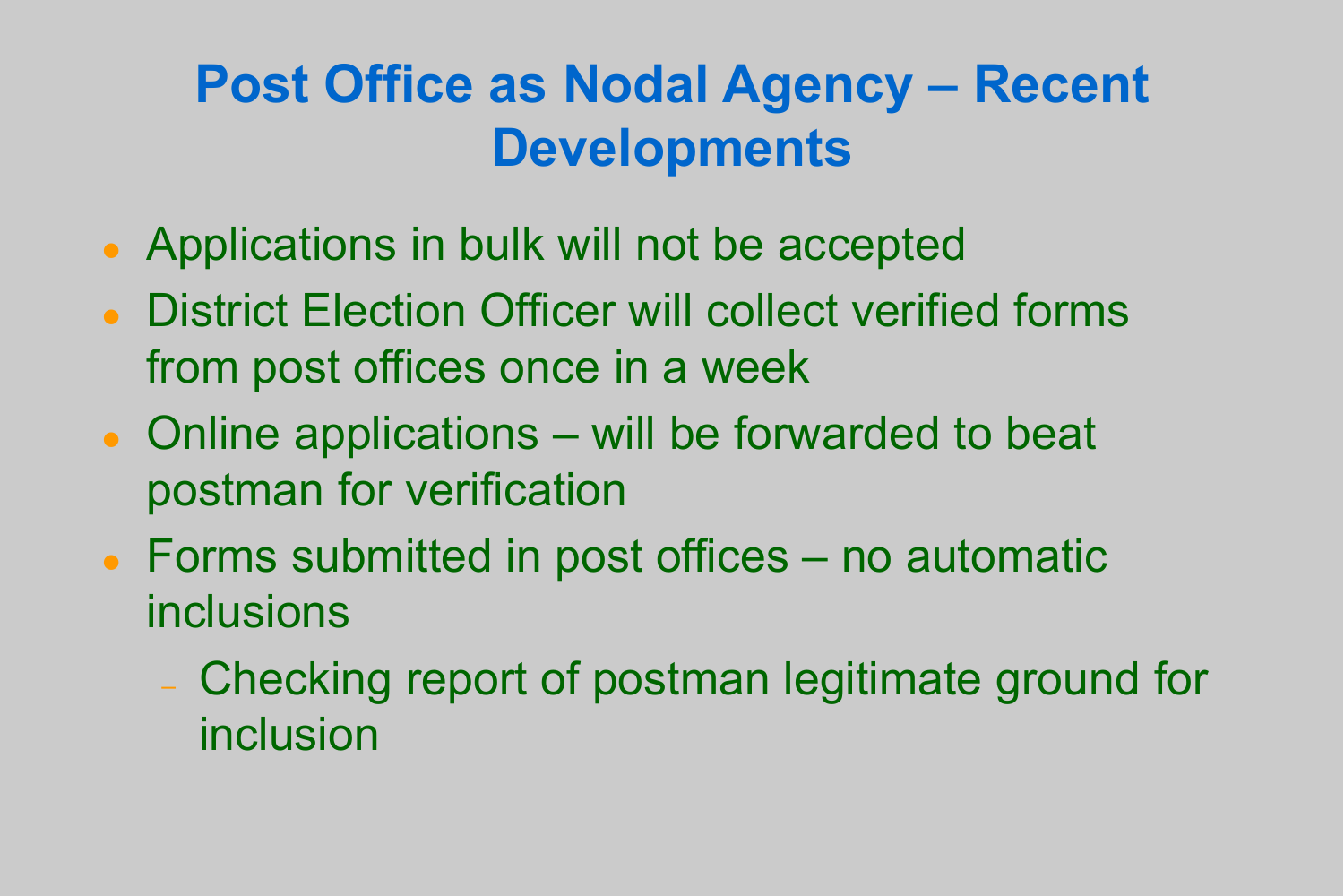# Post Office as Nodal Agency – Recent Developments

- Applications in bulk will not be accepted
- District Election Officer will collect verified forms from post offices once in a week
- Online applications – will be forwarded to beat postman for verification
- Forms submitted in post offices – no automatic inclusions
  - Checking report of postman legitimate ground for inclusion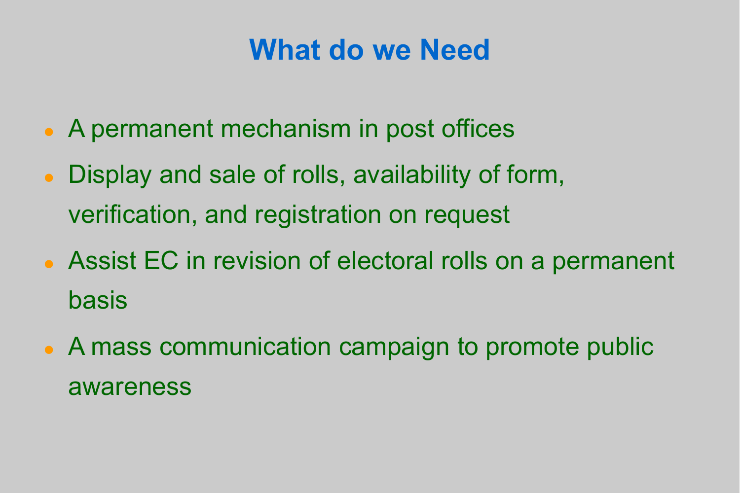# What do we Need

- A permanent mechanism in post offices
- Display and sale of rolls, availability of form, verification, and registration on request
- Assist EC in revision of electoral rolls on a permanent basis
- A mass communication campaign to promote public awareness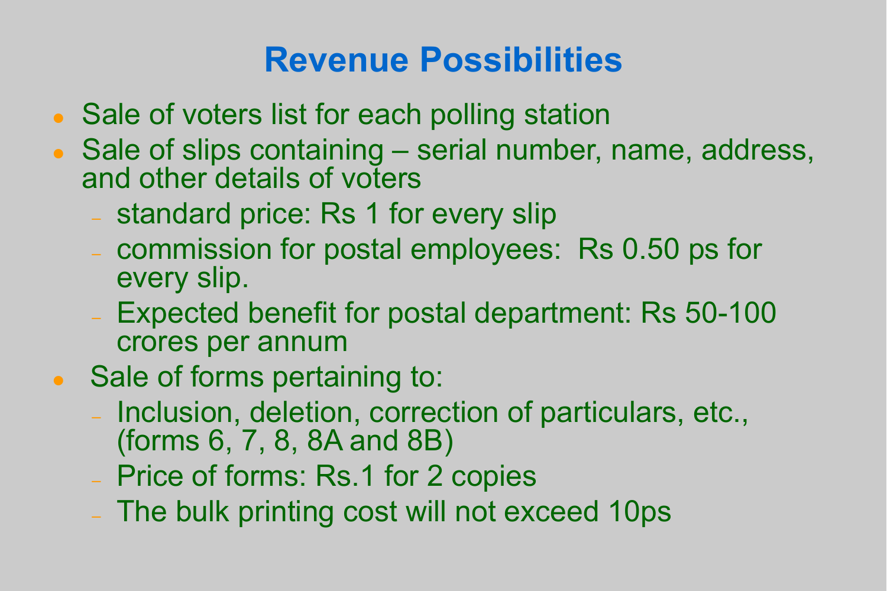# Revenue Possibilities

- Sale of voters list for each polling station
- Sale of slips containing – serial number, name, address, and other details of voters
  - standard price: Rs 1 for every slip
  - commission for postal employees: Rs 0.50 ps for every slip.
  - Expected benefit for postal department: Rs 50-100 crores per annum
- Sale of forms pertaining to:
  - Inclusion, deletion, correction of particulars, etc., (forms 6, 7, 8, 8A and 8B)
  - Price of forms: Rs.1 for 2 copies
  - The bulk printing cost will not exceed 10ps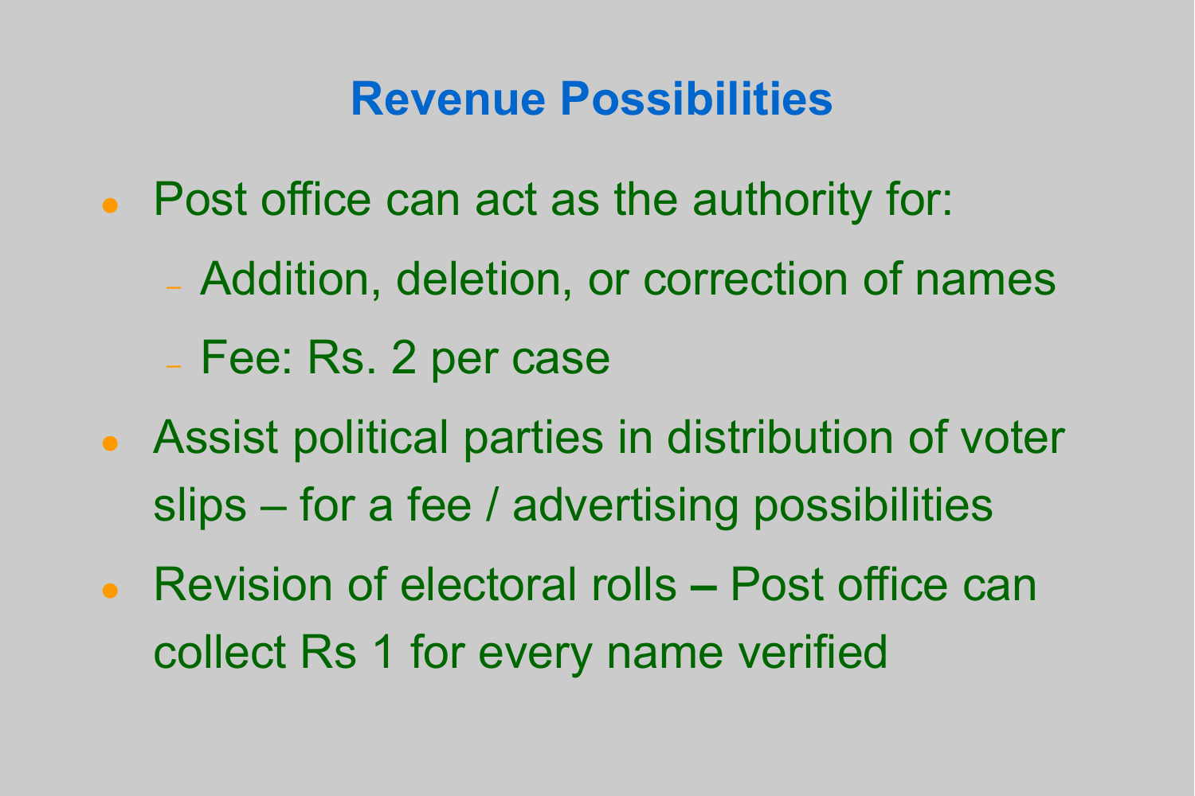# Revenue Possibilities

- Post office can act as the authority for:
  - Addition, deletion, or correction of names
  - Fee: Rs. 2 per case
- Assist political parties in distribution of voter slips – for a fee / advertising possibilities
- Revision of electoral rolls – Post office can collect Rs 1 for every name verified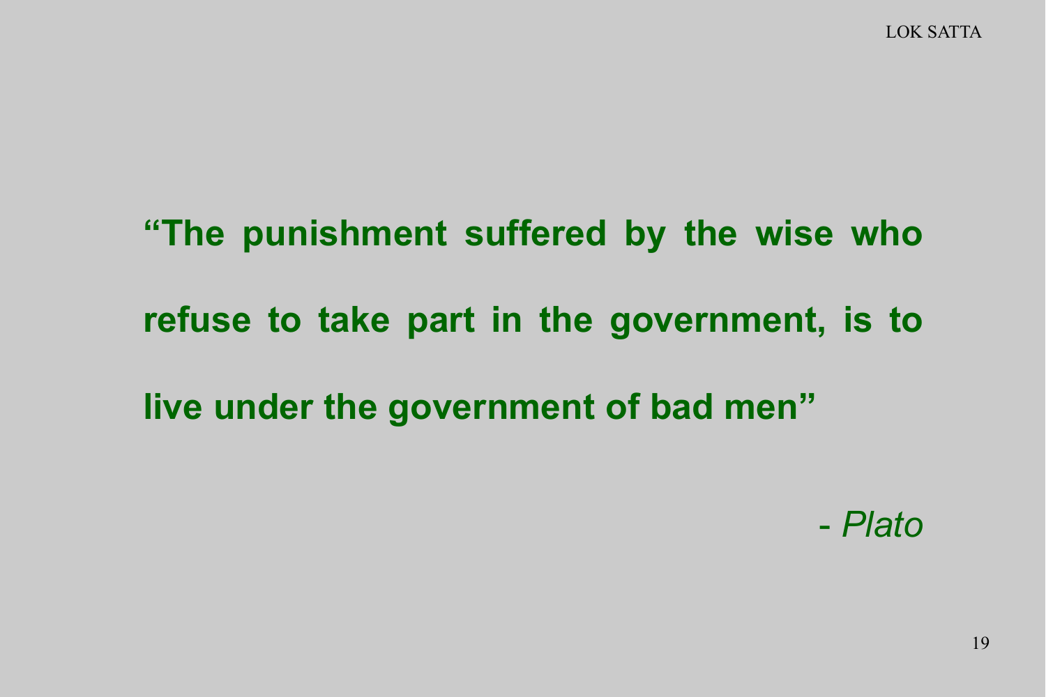**"The punishment suffered by the wise who refuse to take part in the government, is to live under the government of bad men"**

*- Plato*